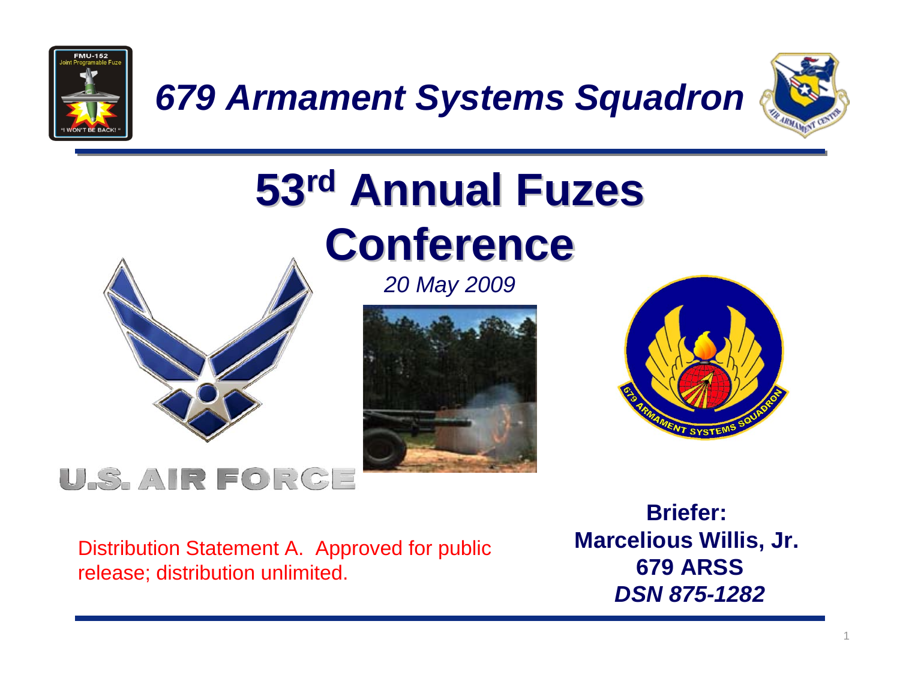# 679 Armament Systems Squadron

# 53rd Annual Fuzes Conference

*20 May 2009*

Distribution Statement A. Approved for public release; distribution unlimited.

**Briefer:**
**Marcelious Willis, Jr.**
**679 ARSS**
***DSN 875-1282***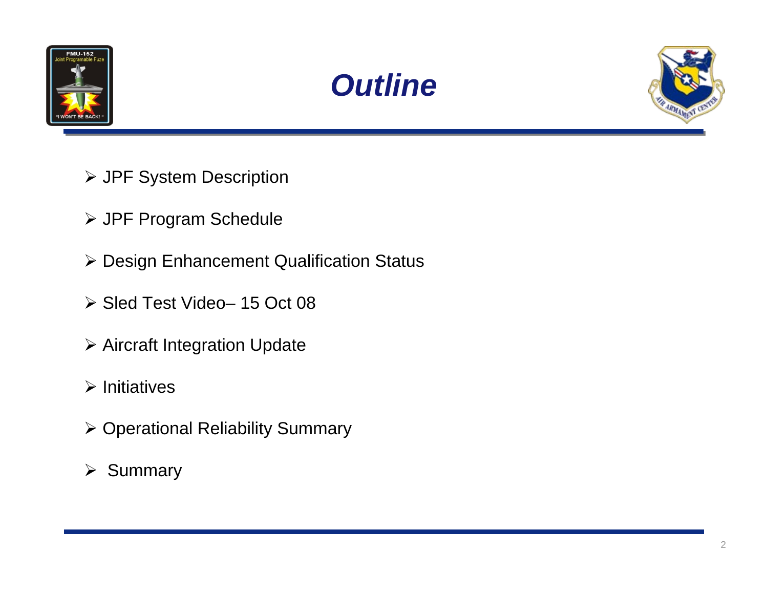# Outline

- JPF System Description
- JPF Program Schedule
- Design Enhancement Qualification Status
- Sled Test Video– 15 Oct 08
- Aircraft Integration Update
- Initiatives
- Operational Reliability Summary
- Summary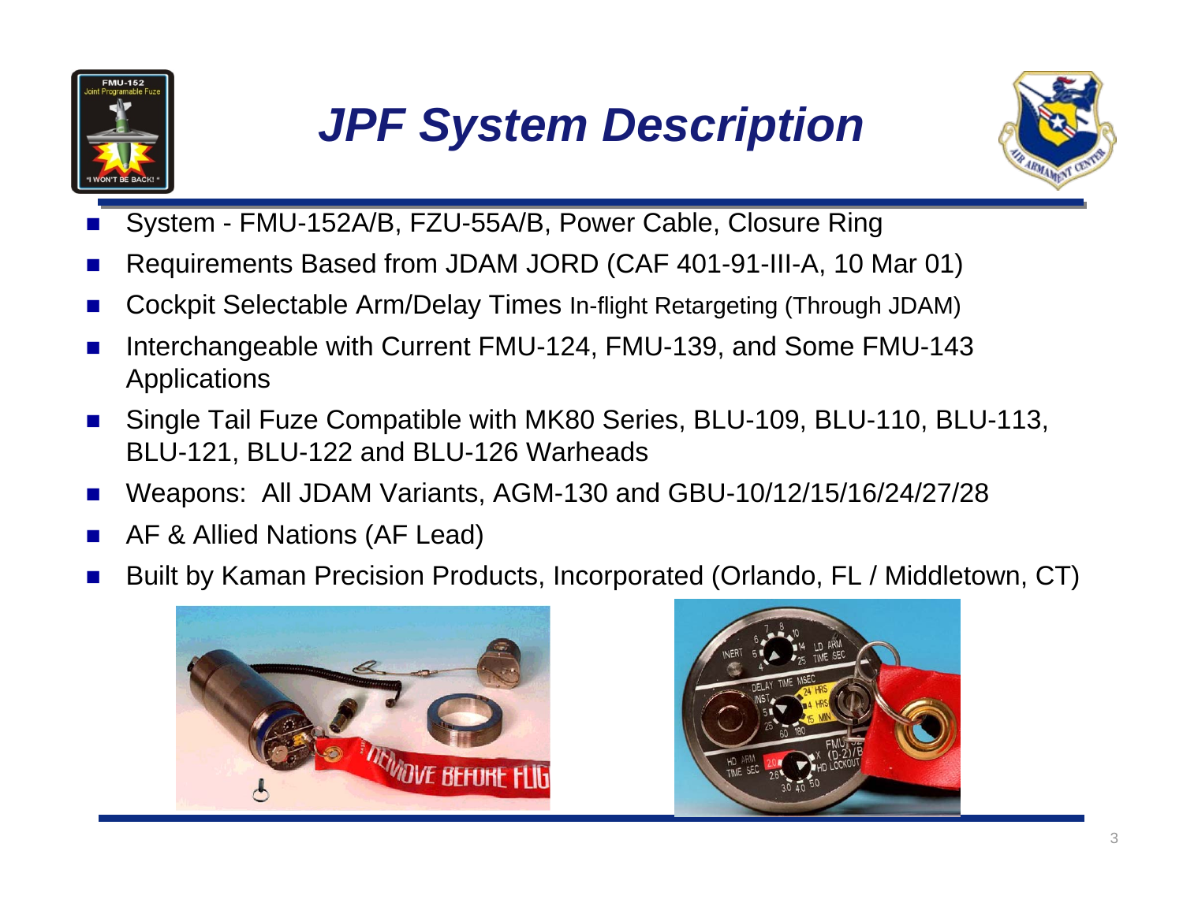# JPF System Description

- System - FMU-152A/B, FZU-55A/B, Power Cable, Closure Ring
- Requirements Based from JDAM JORD (CAF 401-91-III-A, 10 Mar 01)
- Cockpit Selectable Arm/Delay Times In-flight Retargeting (Through JDAM)
- Interchangeable with Current FMU-124, FMU-139, and Some FMU-143 Applications
- Single Tail Fuze Compatible with MK80 Series, BLU-109, BLU-110, BLU-113, BLU-121, BLU-122 and BLU-126 Warheads
- Weapons: All JDAM Variants, AGM-130 and GBU-10/12/15/16/24/27/28
- AF & Allied Nations (AF Lead)
- Built by Kaman Precision Products, Incorporated (Orlando, FL / Middletown, CT)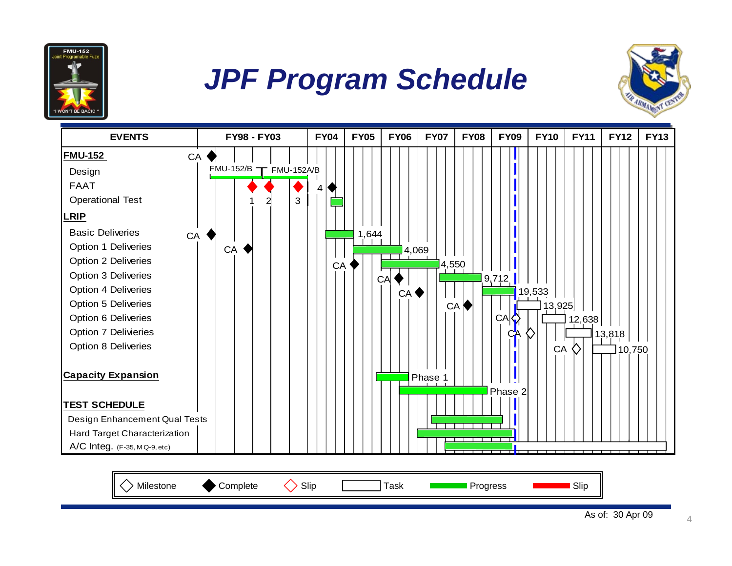# JPF Program Schedule

| EVENTS | FY98 - FY03 | FY04 | FY05 | FY06 | FY07 | FY08 | FY09 | FY10 | FY11 | FY12 | FY13 |
|---|---|---|---|---|---|---|---|---|---|---|---|
| **FMU-152** | CA | | | | | | | | | | |
| Design | FMU-152/B, FMU-152A/B | | | | | | | | | | |
| FAAT | 1, 2, 3 | 4 | | | | | | | | | |
| Operational Test | | | | | | | | | | | |
| **LRIP** | | | | | | | | | | | |
| Basic Deliveries | CA | | 1,644 | | | | | | | | |
| Option 1 Deliveries | CA | | | 4,069 | | | | | | | |
| Option 2 Deliveries | | CA | | | 4,550 | | | | | | |
| Option 3 Deliveries | | | | CA | | 9,712 | | | | | |
| Option 4 Deliveries | | | | CA | | | 19,533 | | | | |
| Option 5 Deliveries | | | | | CA | | | 13,925 | | | |
| Option 6 Deliveries | | | | | | CA | | | 12,638 | | |
| Option 7 Delivieries | | | | | | | CA | | | 13,818 | |
| Option 8 Deliveries | | | | | | | | CA | | 10,750 | |
| **Capacity Expansion** | | | | Phase 1 | | Phase 2 | | | | | |
| **TEST SCHEDULE** | | | | | | | | | | | |
| Design Enhancement Qual Tests | | | | | | | | | | | |
| Hard Target Characterization | | | | | | | | | | | |
| A/C Integ. (F-35, MQ-9, etc) | | | | | | | | | | | |

Legend: Milestone, Complete, Slip, Task, Progress, Slip

As of: 30 Apr 09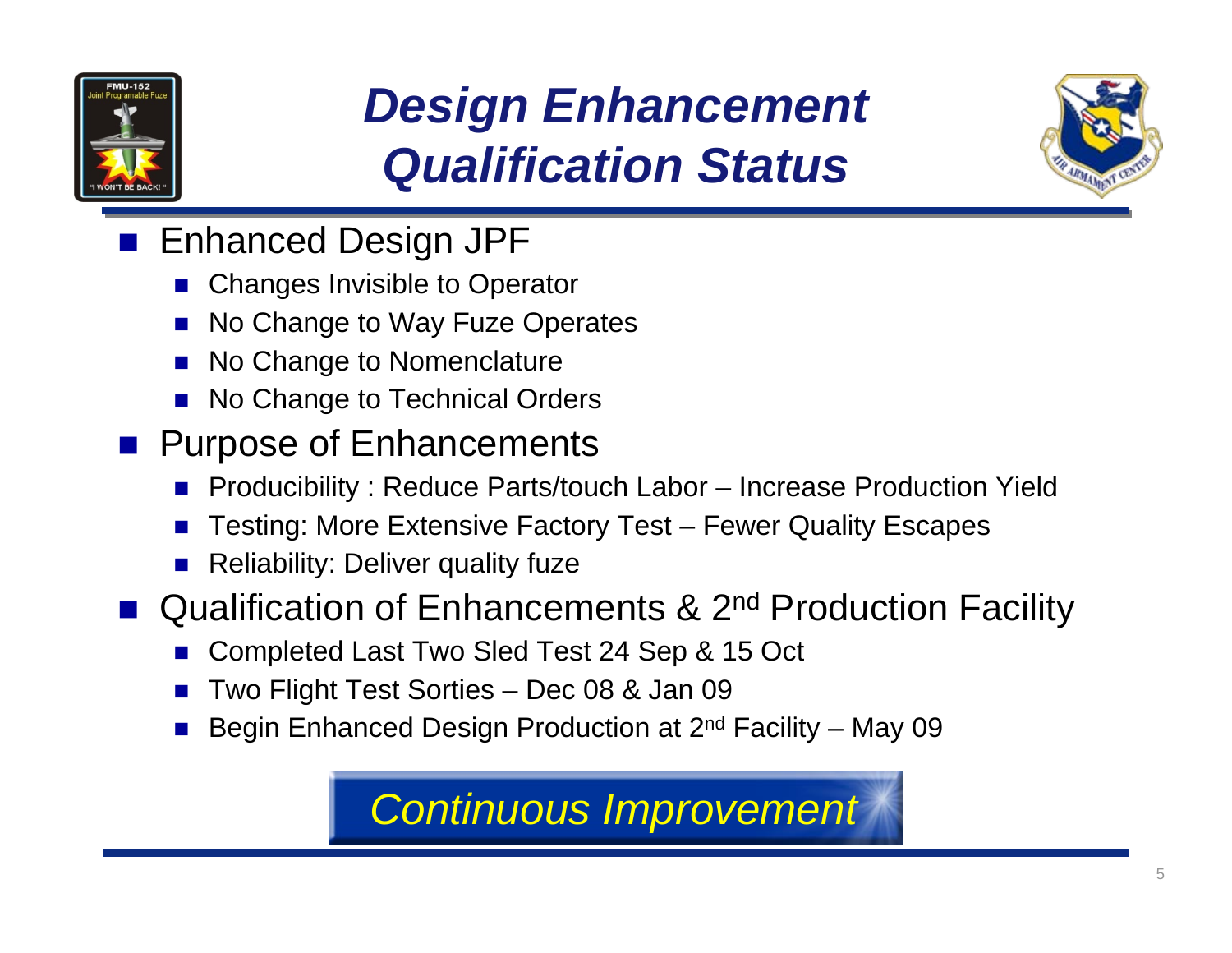# *Design Enhancement Qualification Status*

- Enhanced Design JPF
  - Changes Invisible to Operator
  - No Change to Way Fuze Operates
  - No Change to Nomenclature
  - No Change to Technical Orders
- Purpose of Enhancements
  - Producibility : Reduce Parts/touch Labor – Increase Production Yield
  - Testing: More Extensive Factory Test – Fewer Quality Escapes
  - Reliability: Deliver quality fuze
- Qualification of Enhancements & 2nd Production Facility
  - Completed Last Two Sled Test 24 Sep & 15 Oct
  - Two Flight Test Sorties – Dec 08 & Jan 09
  - Begin Enhanced Design Production at 2nd Facility – May 09

*Continuous Improvement*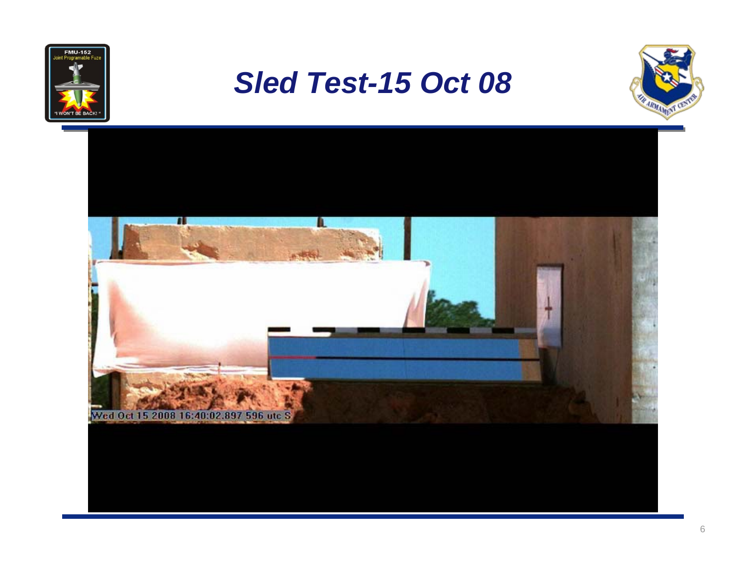# *Sled Test-15 Oct 08*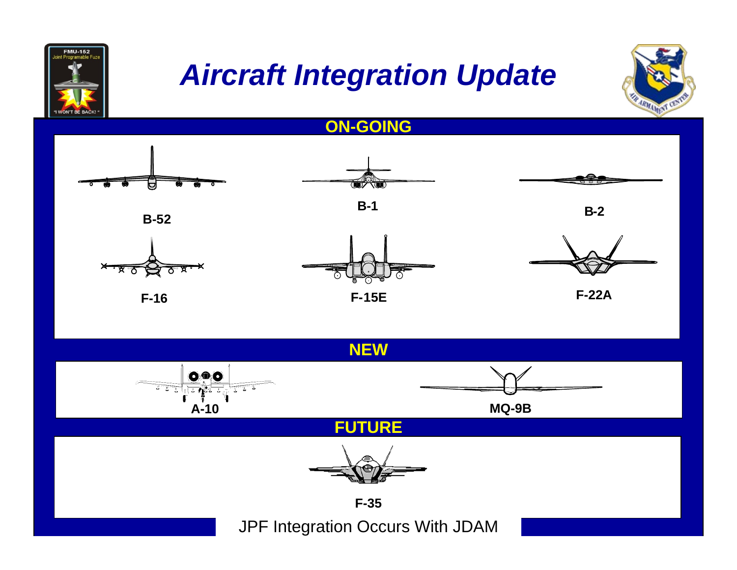# *Aircraft Integration Update*

## ON-GOING

B-52

B-1

B-2

F-16

F-15E

F-22A

## NEW

A-10

MQ-9B

## FUTURE

F-35

JPF Integration Occurs With JDAM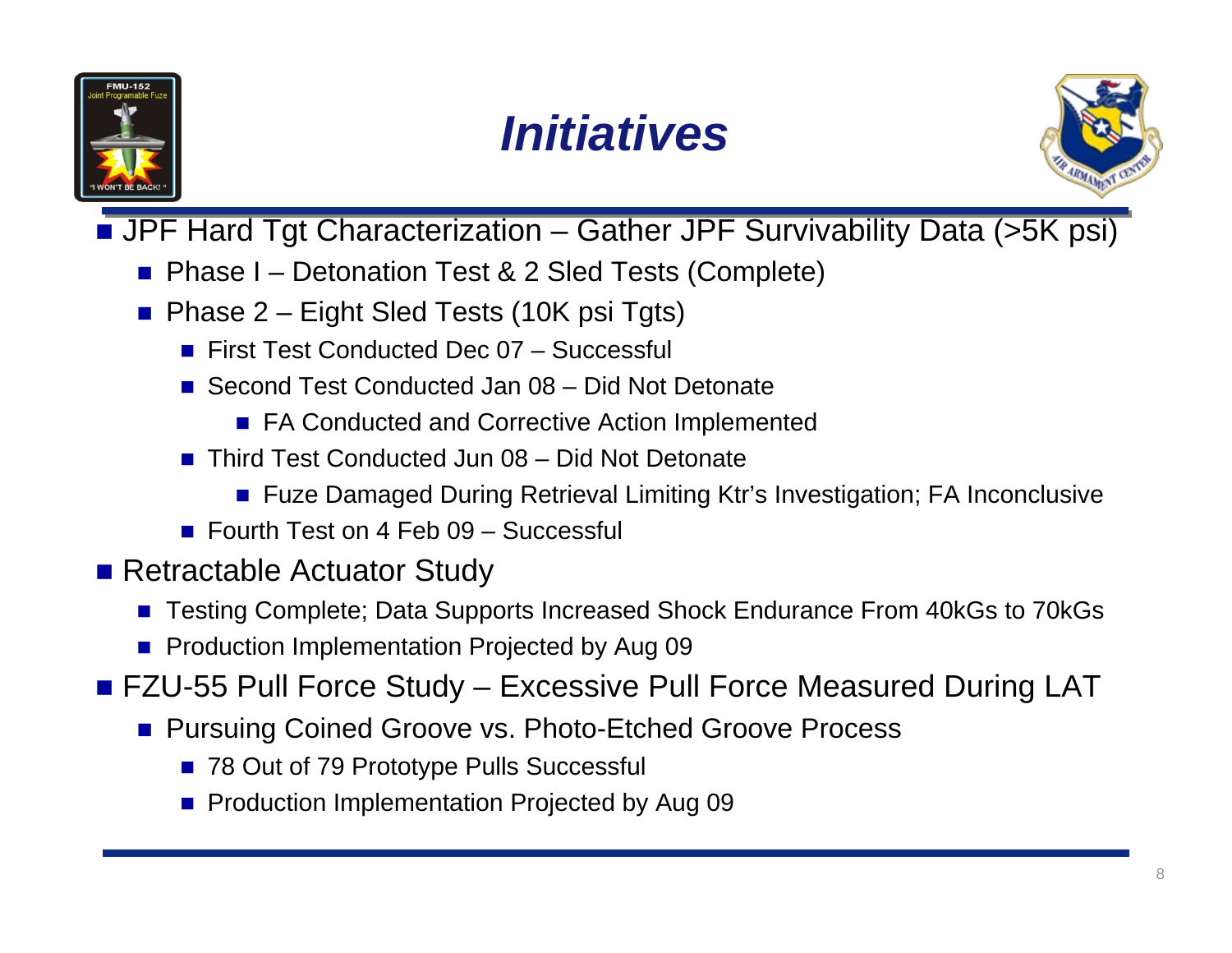# Initiatives

- JPF Hard Tgt Characterization – Gather JPF Survivability Data (>5K psi)
  - Phase I – Detonation Test & 2 Sled Tests (Complete)
  - Phase 2 – Eight Sled Tests (10K psi Tgts)
    - First Test Conducted Dec 07 – Successful
    - Second Test Conducted Jan 08 – Did Not Detonate
      - FA Conducted and Corrective Action Implemented
    - Third Test Conducted Jun 08 – Did Not Detonate
      - Fuze Damaged During Retrieval Limiting Ktr's Investigation; FA Inconclusive
    - Fourth Test on 4 Feb 09 – Successful
- Retractable Actuator Study
  - Testing Complete; Data Supports Increased Shock Endurance From 40kGs to 70kGs
  - Production Implementation Projected by Aug 09
- FZU-55 Pull Force Study – Excessive Pull Force Measured During LAT
  - Pursuing Coined Groove vs. Photo-Etched Groove Process
    - 78 Out of 79 Prototype Pulls Successful
    - Production Implementation Projected by Aug 09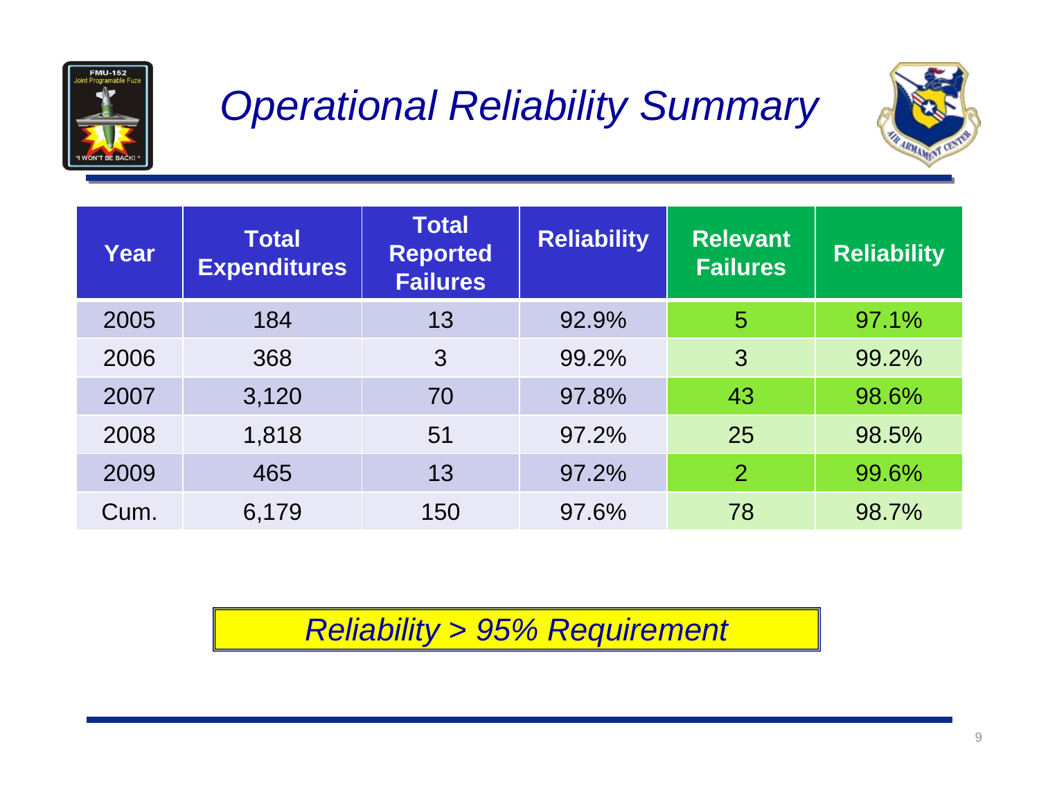# Operational Reliability Summary

| Year | Total Expenditures | Total Reported Failures | Reliability | Relevant Failures | Reliability |
|---|---|---|---|---|---|
| 2005 | 184 | 13 | 92.9% | 5 | 97.1% |
| 2006 | 368 | 3 | 99.2% | 3 | 99.2% |
| 2007 | 3,120 | 70 | 97.8% | 43 | 98.6% |
| 2008 | 1,818 | 51 | 97.2% | 25 | 98.5% |
| 2009 | 465 | 13 | 97.2% | 2 | 99.6% |
| Cum. | 6,179 | 150 | 97.6% | 78 | 98.7% |

*Reliability > 95% Requirement*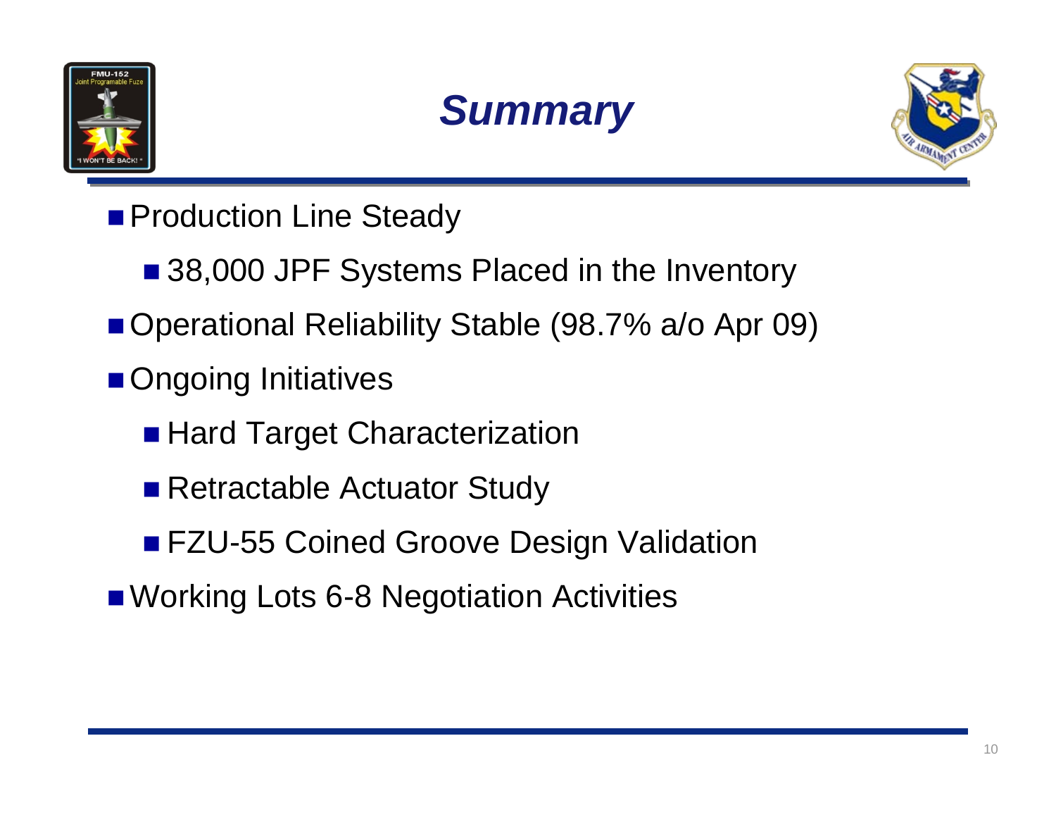# *Summary*

- Production Line Steady
  - 38,000 JPF Systems Placed in the Inventory
- Operational Reliability Stable (98.7% a/o Apr 09)
- Ongoing Initiatives
  - Hard Target Characterization
  - Retractable Actuator Study
  - FZU-55 Coined Groove Design Validation
- Working Lots 6-8 Negotiation Activities